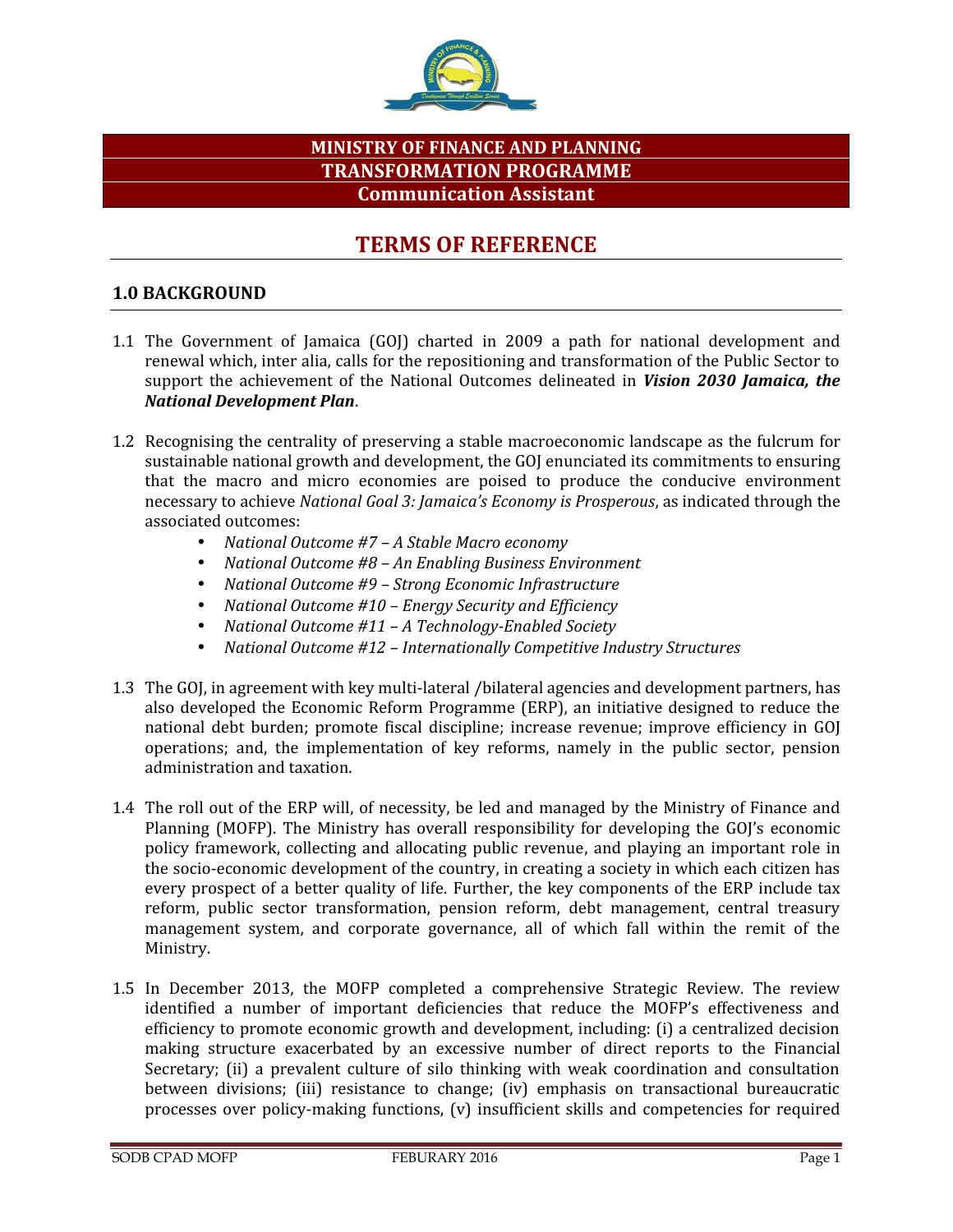**MINISTRY OF FINANCE AND PLANNING**
**TRANSFORMATION PROGRAMME**
**Communication Assistant**

# TERMS OF REFERENCE

## 1.0 BACKGROUND

1.1 The Government of Jamaica (GOJ) charted in 2009 a path for national development and renewal which, inter alia, calls for the repositioning and transformation of the Public Sector to support the achievement of the National Outcomes delineated in ***Vision 2030 Jamaica, the National Development Plan***.

1.2 Recognising the centrality of preserving a stable macroeconomic landscape as the fulcrum for sustainable national growth and development, the GOJ enunciated its commitments to ensuring that the macro and micro economies are poised to produce the conducive environment necessary to achieve *National Goal 3: Jamaica's Economy is Prosperous*, as indicated through the associated outcomes:

- *National Outcome #7 – A Stable Macro economy*
- *National Outcome #8 – An Enabling Business Environment*
- *National Outcome #9 – Strong Economic Infrastructure*
- *National Outcome #10 – Energy Security and Efficiency*
- *National Outcome #11 – A Technology-Enabled Society*
- *National Outcome #12 – Internationally Competitive Industry Structures*

1.3 The GOJ, in agreement with key multi-lateral /bilateral agencies and development partners, has also developed the Economic Reform Programme (ERP), an initiative designed to reduce the national debt burden; promote fiscal discipline; increase revenue; improve efficiency in GOJ operations; and, the implementation of key reforms, namely in the public sector, pension administration and taxation.

1.4 The roll out of the ERP will, of necessity, be led and managed by the Ministry of Finance and Planning (MOFP). The Ministry has overall responsibility for developing the GOJ's economic policy framework, collecting and allocating public revenue, and playing an important role in the socio-economic development of the country, in creating a society in which each citizen has every prospect of a better quality of life. Further, the key components of the ERP include tax reform, public sector transformation, pension reform, debt management, central treasury management system, and corporate governance, all of which fall within the remit of the Ministry.

1.5 In December 2013, the MOFP completed a comprehensive Strategic Review. The review identified a number of important deficiencies that reduce the MOFP's effectiveness and efficiency to promote economic growth and development, including: (i) a centralized decision making structure exacerbated by an excessive number of direct reports to the Financial Secretary; (ii) a prevalent culture of silo thinking with weak coordination and consultation between divisions; (iii) resistance to change; (iv) emphasis on transactional bureaucratic processes over policy-making functions, (v) insufficient skills and competencies for required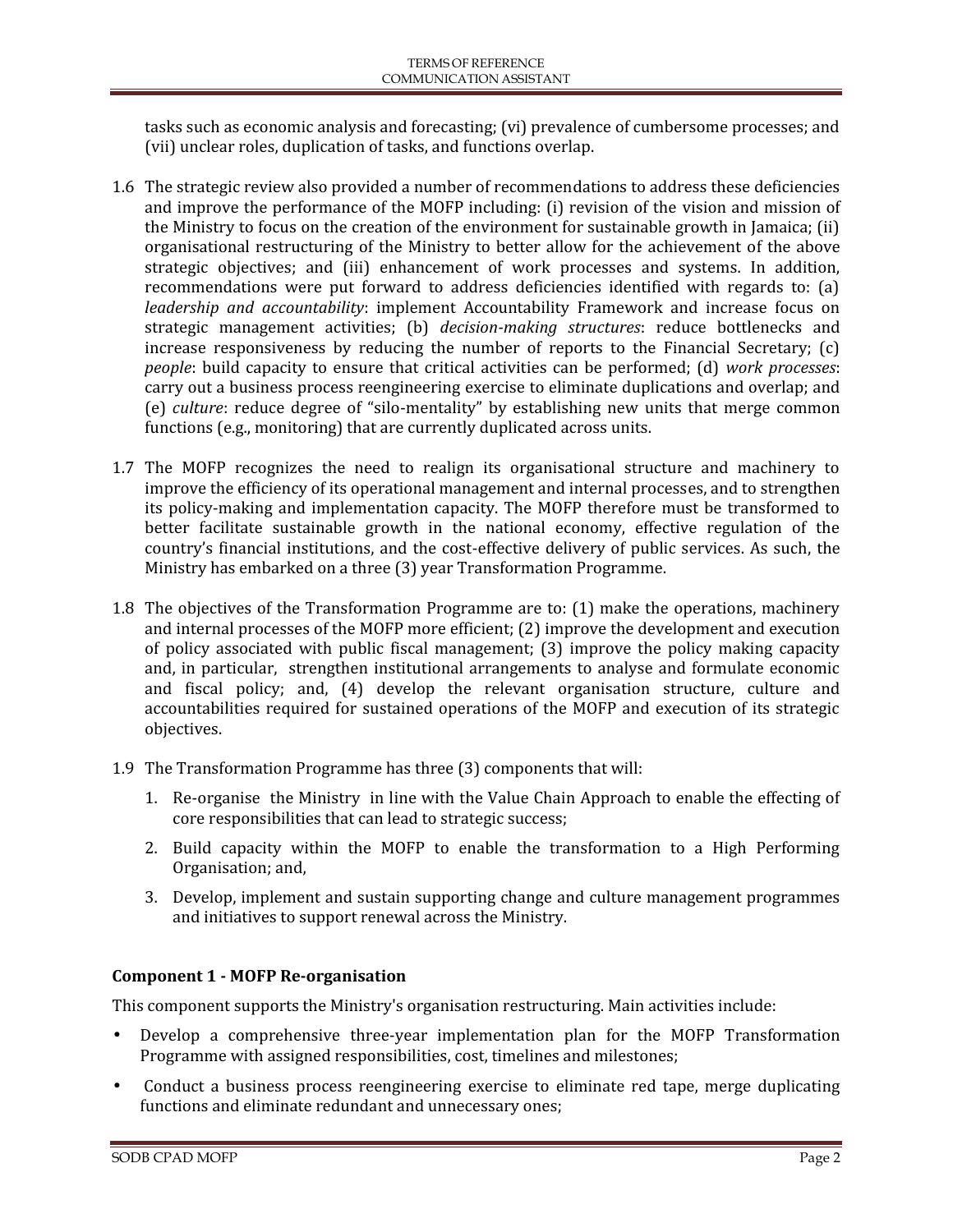tasks such as economic analysis and forecasting; (vi) prevalence of cumbersome processes; and (vii) unclear roles, duplication of tasks, and functions overlap.

1.6 The strategic review also provided a number of recommendations to address these deficiencies and improve the performance of the MOFP including: (i) revision of the vision and mission of the Ministry to focus on the creation of the environment for sustainable growth in Jamaica; (ii) organisational restructuring of the Ministry to better allow for the achievement of the above strategic objectives; and (iii) enhancement of work processes and systems. In addition, recommendations were put forward to address deficiencies identified with regards to: (a) *leadership and accountability*: implement Accountability Framework and increase focus on strategic management activities; (b) *decision-making structures*: reduce bottlenecks and increase responsiveness by reducing the number of reports to the Financial Secretary; (c) *people*: build capacity to ensure that critical activities can be performed; (d) *work processes*: carry out a business process reengineering exercise to eliminate duplications and overlap; and (e) *culture*: reduce degree of "silo-mentality" by establishing new units that merge common functions (e.g., monitoring) that are currently duplicated across units.

1.7 The MOFP recognizes the need to realign its organisational structure and machinery to improve the efficiency of its operational management and internal processes, and to strengthen its policy-making and implementation capacity. The MOFP therefore must be transformed to better facilitate sustainable growth in the national economy, effective regulation of the country's financial institutions, and the cost-effective delivery of public services. As such, the Ministry has embarked on a three (3) year Transformation Programme.

1.8 The objectives of the Transformation Programme are to: (1) make the operations, machinery and internal processes of the MOFP more efficient; (2) improve the development and execution of policy associated with public fiscal management; (3) improve the policy making capacity and, in particular, strengthen institutional arrangements to analyse and formulate economic and fiscal policy; and, (4) develop the relevant organisation structure, culture and accountabilities required for sustained operations of the MOFP and execution of its strategic objectives.

1.9 The Transformation Programme has three (3) components that will:

1. Re-organise the Ministry in line with the Value Chain Approach to enable the effecting of core responsibilities that can lead to strategic success;
2. Build capacity within the MOFP to enable the transformation to a High Performing Organisation; and,
3. Develop, implement and sustain supporting change and culture management programmes and initiatives to support renewal across the Ministry.

**Component 1 - MOFP Re-organisation**

This component supports the Ministry's organisation restructuring. Main activities include:

- Develop a comprehensive three-year implementation plan for the MOFP Transformation Programme with assigned responsibilities, cost, timelines and milestones;
- Conduct a business process reengineering exercise to eliminate red tape, merge duplicating functions and eliminate redundant and unnecessary ones;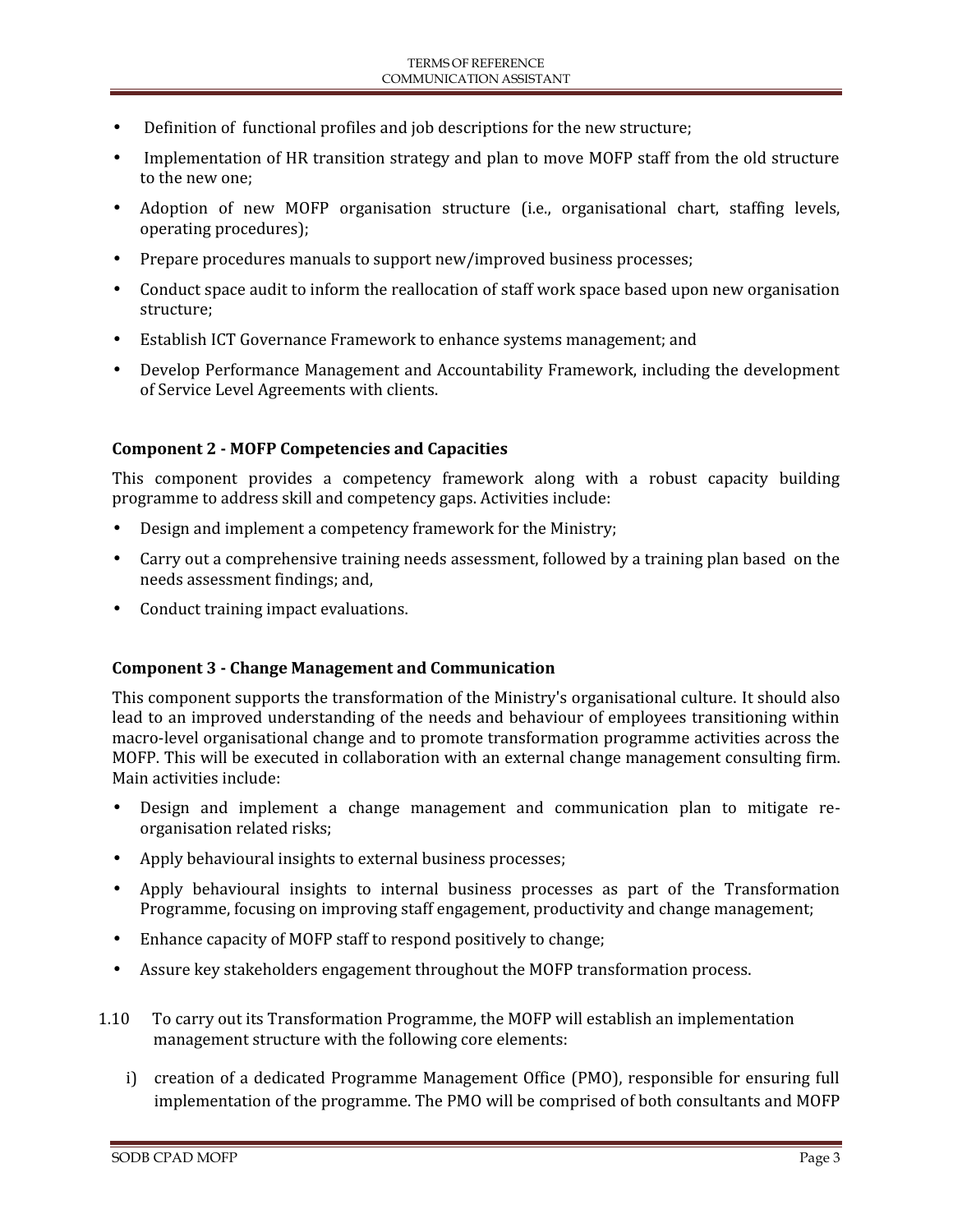- Definition of functional profiles and job descriptions for the new structure;
- Implementation of HR transition strategy and plan to move MOFP staff from the old structure to the new one;
- Adoption of new MOFP organisation structure (i.e., organisational chart, staffing levels, operating procedures);
- Prepare procedures manuals to support new/improved business processes;
- Conduct space audit to inform the reallocation of staff work space based upon new organisation structure;
- Establish ICT Governance Framework to enhance systems management; and
- Develop Performance Management and Accountability Framework, including the development of Service Level Agreements with clients.

**Component 2 - MOFP Competencies and Capacities**

This component provides a competency framework along with a robust capacity building programme to address skill and competency gaps. Activities include:

- Design and implement a competency framework for the Ministry;
- Carry out a comprehensive training needs assessment, followed by a training plan based on the needs assessment findings; and,
- Conduct training impact evaluations.

**Component 3 - Change Management and Communication**

This component supports the transformation of the Ministry's organisational culture. It should also lead to an improved understanding of the needs and behaviour of employees transitioning within macro-level organisational change and to promote transformation programme activities across the MOFP. This will be executed in collaboration with an external change management consulting firm. Main activities include:

- Design and implement a change management and communication plan to mitigate re-organisation related risks;
- Apply behavioural insights to external business processes;
- Apply behavioural insights to internal business processes as part of the Transformation Programme, focusing on improving staff engagement, productivity and change management;
- Enhance capacity of MOFP staff to respond positively to change;
- Assure key stakeholders engagement throughout the MOFP transformation process.

1.10 To carry out its Transformation Programme, the MOFP will establish an implementation management structure with the following core elements:

i) creation of a dedicated Programme Management Office (PMO), responsible for ensuring full implementation of the programme. The PMO will be comprised of both consultants and MOFP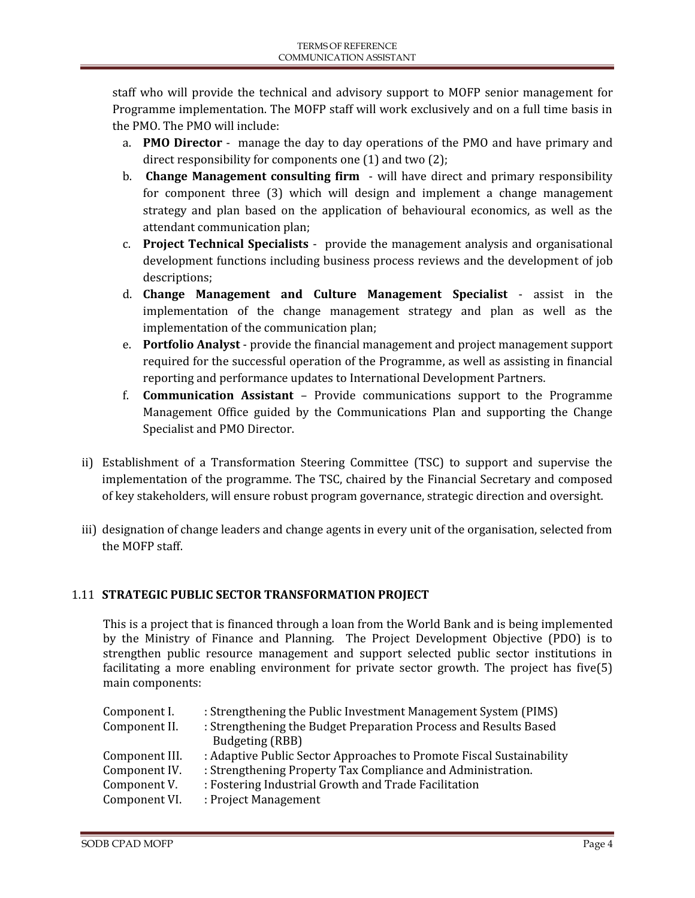staff who will provide the technical and advisory support to MOFP senior management for Programme implementation. The MOFP staff will work exclusively and on a full time basis in the PMO. The PMO will include:

a. **PMO Director** - manage the day to day operations of the PMO and have primary and direct responsibility for components one (1) and two (2);
b. **Change Management consulting firm** - will have direct and primary responsibility for component three (3) which will design and implement a change management strategy and plan based on the application of behavioural economics, as well as the attendant communication plan;
c. **Project Technical Specialists** - provide the management analysis and organisational development functions including business process reviews and the development of job descriptions;
d. **Change Management and Culture Management Specialist** - assist in the implementation of the change management strategy and plan as well as the implementation of the communication plan;
e. **Portfolio Analyst** - provide the financial management and project management support required for the successful operation of the Programme, as well as assisting in financial reporting and performance updates to International Development Partners.
f. **Communication Assistant** – Provide communications support to the Programme Management Office guided by the Communications Plan and supporting the Change Specialist and PMO Director.

ii) Establishment of a Transformation Steering Committee (TSC) to support and supervise the implementation of the programme. The TSC, chaired by the Financial Secretary and composed of key stakeholders, will ensure robust program governance, strategic direction and oversight.

iii) designation of change leaders and change agents in every unit of the organisation, selected from the MOFP staff.

## 1.11 STRATEGIC PUBLIC SECTOR TRANSFORMATION PROJECT

This is a project that is financed through a loan from the World Bank and is being implemented by the Ministry of Finance and Planning. The Project Development Objective (PDO) is to strengthen public resource management and support selected public sector institutions in facilitating a more enabling environment for private sector growth. The project has five(5) main components:

| | |
|---|---|
| Component I. | : Strengthening the Public Investment Management System (PIMS) |
| Component II. | : Strengthening the Budget Preparation Process and Results Based Budgeting (RBB) |
| Component III. | : Adaptive Public Sector Approaches to Promote Fiscal Sustainability |
| Component IV. | : Strengthening Property Tax Compliance and Administration. |
| Component V. | : Fostering Industrial Growth and Trade Facilitation |
| Component VI. | : Project Management |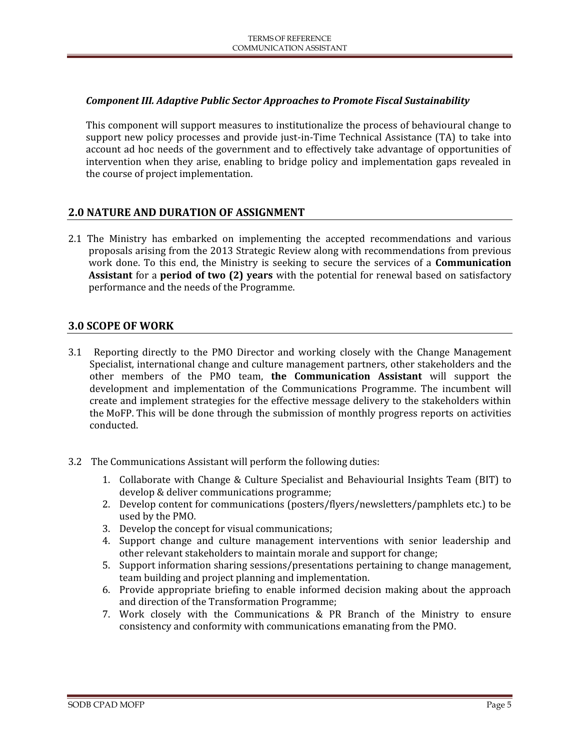***Component III. Adaptive Public Sector Approaches to Promote Fiscal Sustainability***

This component will support measures to institutionalize the process of behavioural change to support new policy processes and provide just-in-Time Technical Assistance (TA) to take into account ad hoc needs of the government and to effectively take advantage of opportunities of intervention when they arise, enabling to bridge policy and implementation gaps revealed in the course of project implementation.

## 2.0 NATURE AND DURATION OF ASSIGNMENT

2.1 The Ministry has embarked on implementing the accepted recommendations and various proposals arising from the 2013 Strategic Review along with recommendations from previous work done. To this end, the Ministry is seeking to secure the services of a **Communication Assistant** for a **period of two (2) years** with the potential for renewal based on satisfactory performance and the needs of the Programme.

## 3.0 SCOPE OF WORK

3.1 Reporting directly to the PMO Director and working closely with the Change Management Specialist, international change and culture management partners, other stakeholders and the other members of the PMO team, **the Communication Assistant** will support the development and implementation of the Communications Programme. The incumbent will create and implement strategies for the effective message delivery to the stakeholders within the MoFP. This will be done through the submission of monthly progress reports on activities conducted.

3.2 The Communications Assistant will perform the following duties:

1. Collaborate with Change & Culture Specialist and Behaviourial Insights Team (BIT) to develop & deliver communications programme;
2. Develop content for communications (posters/flyers/newsletters/pamphlets etc.) to be used by the PMO.
3. Develop the concept for visual communications;
4. Support change and culture management interventions with senior leadership and other relevant stakeholders to maintain morale and support for change;
5. Support information sharing sessions/presentations pertaining to change management, team building and project planning and implementation.
6. Provide appropriate briefing to enable informed decision making about the approach and direction of the Transformation Programme;
7. Work closely with the Communications & PR Branch of the Ministry to ensure consistency and conformity with communications emanating from the PMO.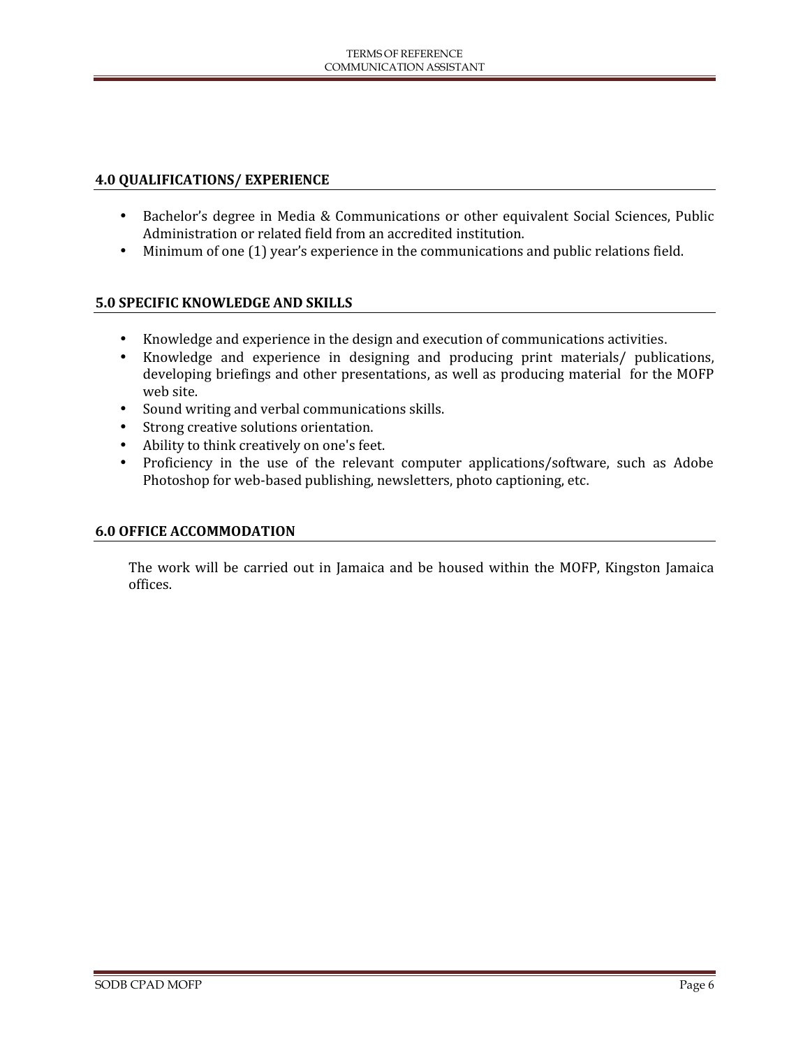## 4.0 QUALIFICATIONS/ EXPERIENCE

- Bachelor's degree in Media & Communications or other equivalent Social Sciences, Public Administration or related field from an accredited institution.
- Minimum of one (1) year's experience in the communications and public relations field.

## 5.0 SPECIFIC KNOWLEDGE AND SKILLS

- Knowledge and experience in the design and execution of communications activities.
- Knowledge and experience in designing and producing print materials/ publications, developing briefings and other presentations, as well as producing material for the MOFP web site.
- Sound writing and verbal communications skills.
- Strong creative solutions orientation.
- Ability to think creatively on one's feet.
- Proficiency in the use of the relevant computer applications/software, such as Adobe Photoshop for web-based publishing, newsletters, photo captioning, etc.

## 6.0 OFFICE ACCOMMODATION

The work will be carried out in Jamaica and be housed within the MOFP, Kingston Jamaica offices.